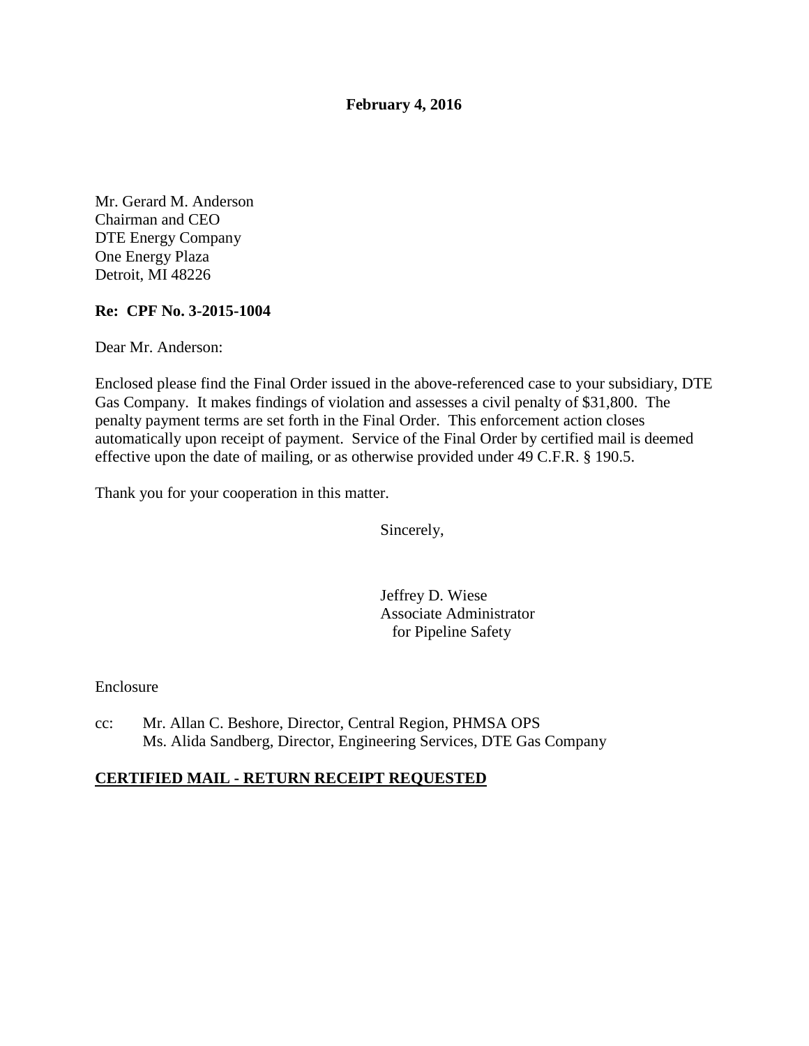**February 4, 2016**

Mr. Gerard M. Anderson
Chairman and CEO
DTE Energy Company
One Energy Plaza
Detroit, MI 48226

**Re: CPF No. 3-2015-1004**

Dear Mr. Anderson:

Enclosed please find the Final Order issued in the above-referenced case to your subsidiary, DTE Gas Company. It makes findings of violation and assesses a civil penalty of $31,800. The penalty payment terms are set forth in the Final Order. This enforcement action closes automatically upon receipt of payment. Service of the Final Order by certified mail is deemed effective upon the date of mailing, or as otherwise provided under 49 C.F.R. § 190.5.

Thank you for your cooperation in this matter.

Sincerely,

Jeffrey D. Wiese
Associate Administrator
for Pipeline Safety

Enclosure

cc: Mr. Allan C. Beshore, Director, Central Region, PHMSA OPS
Ms. Alida Sandberg, Director, Engineering Services, DTE Gas Company

**CERTIFIED MAIL - RETURN RECEIPT REQUESTED**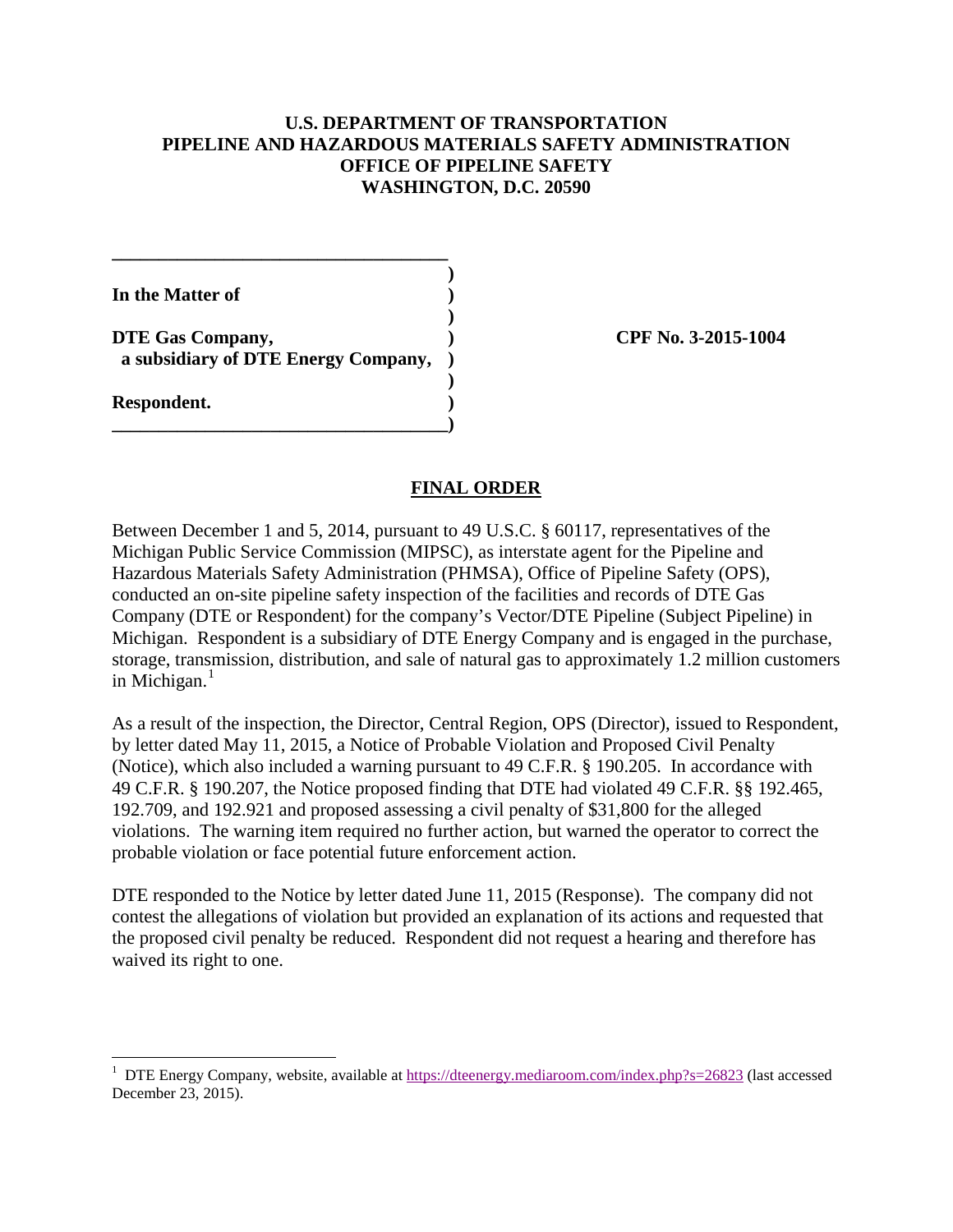**U.S. DEPARTMENT OF TRANSPORTATION**
**PIPELINE AND HAZARDOUS MATERIALS SAFETY ADMINISTRATION**
**OFFICE OF PIPELINE SAFETY**
**WASHINGTON, D.C. 20590**

| | | |
|---|---|---|
| **In the Matter of** | ) | |
| **DTE Gas Company,** | ) | **CPF No. 3-2015-1004** |
| **a subsidiary of DTE Energy Company,** | ) | |
| **Respondent.** | ) | |

## FINAL ORDER

Between December 1 and 5, 2014, pursuant to 49 U.S.C. § 60117, representatives of the Michigan Public Service Commission (MIPSC), as interstate agent for the Pipeline and Hazardous Materials Safety Administration (PHMSA), Office of Pipeline Safety (OPS), conducted an on-site pipeline safety inspection of the facilities and records of DTE Gas Company (DTE or Respondent) for the company's Vector/DTE Pipeline (Subject Pipeline) in Michigan. Respondent is a subsidiary of DTE Energy Company and is engaged in the purchase, storage, transmission, distribution, and sale of natural gas to approximately 1.2 million customers in Michigan.[1]

As a result of the inspection, the Director, Central Region, OPS (Director), issued to Respondent, by letter dated May 11, 2015, a Notice of Probable Violation and Proposed Civil Penalty (Notice), which also included a warning pursuant to 49 C.F.R. § 190.205. In accordance with 49 C.F.R. § 190.207, the Notice proposed finding that DTE had violated 49 C.F.R. §§ 192.465, 192.709, and 192.921 and proposed assessing a civil penalty of $31,800 for the alleged violations. The warning item required no further action, but warned the operator to correct the probable violation or face potential future enforcement action.

DTE responded to the Notice by letter dated June 11, 2015 (Response). The company did not contest the allegations of violation but provided an explanation of its actions and requested that the proposed civil penalty be reduced. Respondent did not request a hearing and therefore has waived its right to one.

---

[1] DTE Energy Company, website, available at https://dteenergy.mediaroom.com/index.php?s=26823 (last accessed December 23, 2015).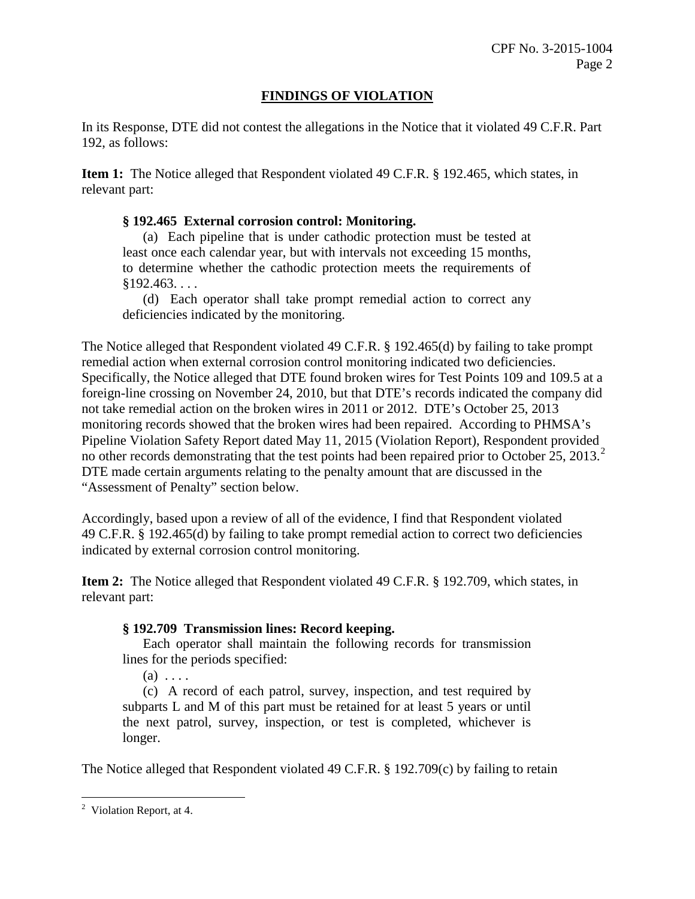## FINDINGS OF VIOLATION

In its Response, DTE did not contest the allegations in the Notice that it violated 49 C.F.R. Part 192, as follows:

**Item 1:** The Notice alleged that Respondent violated 49 C.F.R. § 192.465, which states, in relevant part:

> **§ 192.465 External corrosion control: Monitoring.**
>
> (a) Each pipeline that is under cathodic protection must be tested at least once each calendar year, but with intervals not exceeding 15 months, to determine whether the cathodic protection meets the requirements of §192.463. . . .
>
> (d) Each operator shall take prompt remedial action to correct any deficiencies indicated by the monitoring.

The Notice alleged that Respondent violated 49 C.F.R. § 192.465(d) by failing to take prompt remedial action when external corrosion control monitoring indicated two deficiencies. Specifically, the Notice alleged that DTE found broken wires for Test Points 109 and 109.5 at a foreign-line crossing on November 24, 2010, but that DTE's records indicated the company did not take remedial action on the broken wires in 2011 or 2012. DTE's October 25, 2013 monitoring records showed that the broken wires had been repaired. According to PHMSA's Pipeline Violation Safety Report dated May 11, 2015 (Violation Report), Respondent provided no other records demonstrating that the test points had been repaired prior to October 25, 2013.[2] DTE made certain arguments relating to the penalty amount that are discussed in the "Assessment of Penalty" section below.

Accordingly, based upon a review of all of the evidence, I find that Respondent violated 49 C.F.R. § 192.465(d) by failing to take prompt remedial action to correct two deficiencies indicated by external corrosion control monitoring.

**Item 2:** The Notice alleged that Respondent violated 49 C.F.R. § 192.709, which states, in relevant part:

> **§ 192.709 Transmission lines: Record keeping.**
>
> Each operator shall maintain the following records for transmission lines for the periods specified:
>
> (a) . . . .
>
> (c) A record of each patrol, survey, inspection, and test required by subparts L and M of this part must be retained for at least 5 years or until the next patrol, survey, inspection, or test is completed, whichever is longer.

The Notice alleged that Respondent violated 49 C.F.R. § 192.709(c) by failing to retain

---

[2] Violation Report, at 4.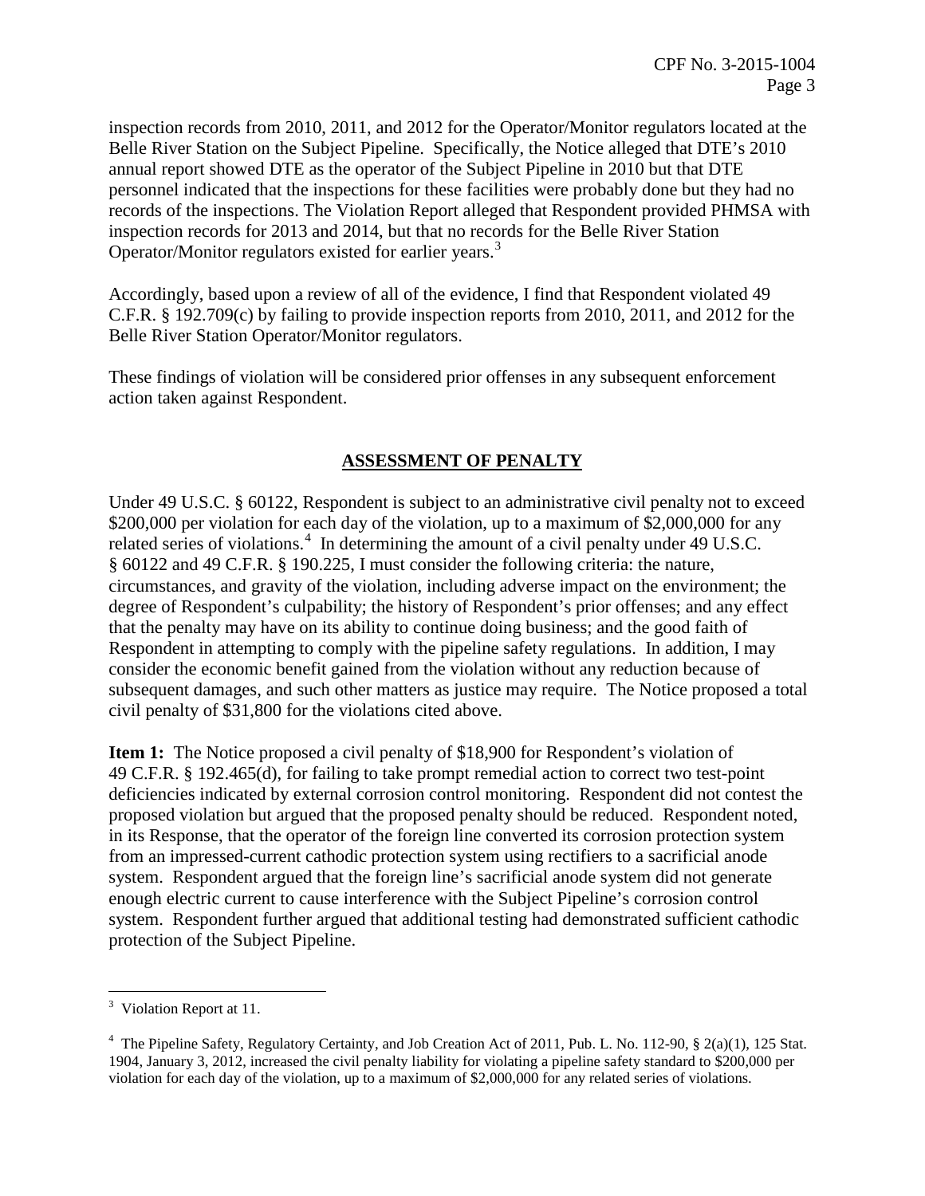inspection records from 2010, 2011, and 2012 for the Operator/Monitor regulators located at the Belle River Station on the Subject Pipeline. Specifically, the Notice alleged that DTE's 2010 annual report showed DTE as the operator of the Subject Pipeline in 2010 but that DTE personnel indicated that the inspections for these facilities were probably done but they had no records of the inspections. The Violation Report alleged that Respondent provided PHMSA with inspection records for 2013 and 2014, but that no records for the Belle River Station Operator/Monitor regulators existed for earlier years.[3]

Accordingly, based upon a review of all of the evidence, I find that Respondent violated 49 C.F.R. § 192.709(c) by failing to provide inspection reports from 2010, 2011, and 2012 for the Belle River Station Operator/Monitor regulators.

These findings of violation will be considered prior offenses in any subsequent enforcement action taken against Respondent.

## ASSESSMENT OF PENALTY

Under 49 U.S.C. § 60122, Respondent is subject to an administrative civil penalty not to exceed $200,000 per violation for each day of the violation, up to a maximum of $2,000,000 for any related series of violations.[4] In determining the amount of a civil penalty under 49 U.S.C. § 60122 and 49 C.F.R. § 190.225, I must consider the following criteria: the nature, circumstances, and gravity of the violation, including adverse impact on the environment; the degree of Respondent's culpability; the history of Respondent's prior offenses; and any effect that the penalty may have on its ability to continue doing business; and the good faith of Respondent in attempting to comply with the pipeline safety regulations. In addition, I may consider the economic benefit gained from the violation without any reduction because of subsequent damages, and such other matters as justice may require. The Notice proposed a total civil penalty of $31,800 for the violations cited above.

**Item 1:** The Notice proposed a civil penalty of $18,900 for Respondent's violation of 49 C.F.R. § 192.465(d), for failing to take prompt remedial action to correct two test-point deficiencies indicated by external corrosion control monitoring. Respondent did not contest the proposed violation but argued that the proposed penalty should be reduced. Respondent noted, in its Response, that the operator of the foreign line converted its corrosion protection system from an impressed-current cathodic protection system using rectifiers to a sacrificial anode system. Respondent argued that the foreign line's sacrificial anode system did not generate enough electric current to cause interference with the Subject Pipeline's corrosion control system. Respondent further argued that additional testing had demonstrated sufficient cathodic protection of the Subject Pipeline.

---

[3] Violation Report at 11.

[4] The Pipeline Safety, Regulatory Certainty, and Job Creation Act of 2011, Pub. L. No. 112-90, § 2(a)(1), 125 Stat. 1904, January 3, 2012, increased the civil penalty liability for violating a pipeline safety standard to $200,000 per violation for each day of the violation, up to a maximum of $2,000,000 for any related series of violations.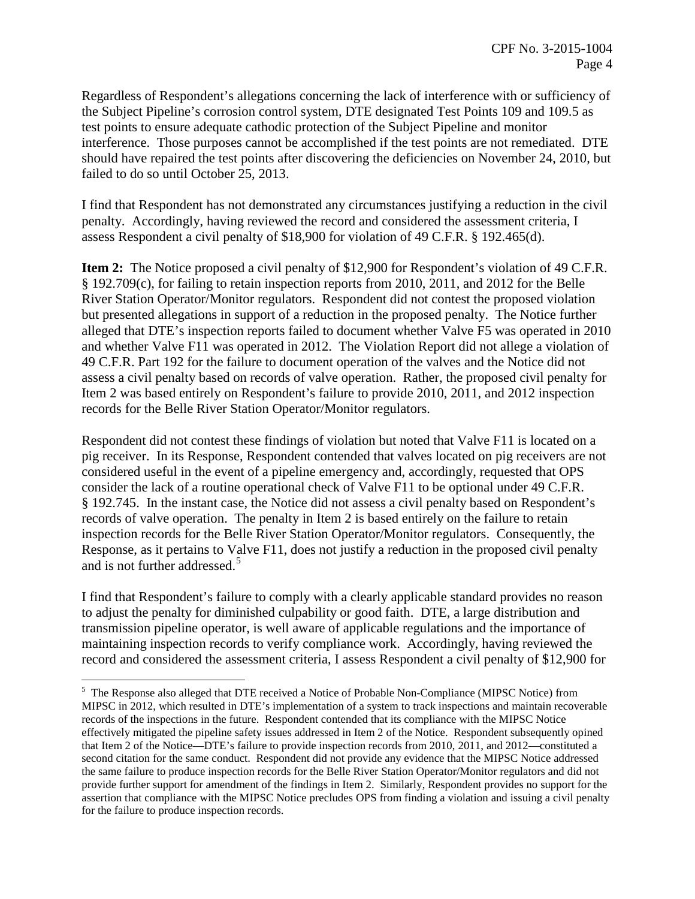Regardless of Respondent's allegations concerning the lack of interference with or sufficiency of the Subject Pipeline's corrosion control system, DTE designated Test Points 109 and 109.5 as test points to ensure adequate cathodic protection of the Subject Pipeline and monitor interference. Those purposes cannot be accomplished if the test points are not remediated. DTE should have repaired the test points after discovering the deficiencies on November 24, 2010, but failed to do so until October 25, 2013.

I find that Respondent has not demonstrated any circumstances justifying a reduction in the civil penalty. Accordingly, having reviewed the record and considered the assessment criteria, I assess Respondent a civil penalty of $18,900 for violation of 49 C.F.R. § 192.465(d).

**Item 2:** The Notice proposed a civil penalty of $12,900 for Respondent's violation of 49 C.F.R. § 192.709(c), for failing to retain inspection reports from 2010, 2011, and 2012 for the Belle River Station Operator/Monitor regulators. Respondent did not contest the proposed violation but presented allegations in support of a reduction in the proposed penalty. The Notice further alleged that DTE's inspection reports failed to document whether Valve F5 was operated in 2010 and whether Valve F11 was operated in 2012. The Violation Report did not allege a violation of 49 C.F.R. Part 192 for the failure to document operation of the valves and the Notice did not assess a civil penalty based on records of valve operation. Rather, the proposed civil penalty for Item 2 was based entirely on Respondent's failure to provide 2010, 2011, and 2012 inspection records for the Belle River Station Operator/Monitor regulators.

Respondent did not contest these findings of violation but noted that Valve F11 is located on a pig receiver. In its Response, Respondent contended that valves located on pig receivers are not considered useful in the event of a pipeline emergency and, accordingly, requested that OPS consider the lack of a routine operational check of Valve F11 to be optional under 49 C.F.R. § 192.745. In the instant case, the Notice did not assess a civil penalty based on Respondent's records of valve operation. The penalty in Item 2 is based entirely on the failure to retain inspection records for the Belle River Station Operator/Monitor regulators. Consequently, the Response, as it pertains to Valve F11, does not justify a reduction in the proposed civil penalty and is not further addressed.[5]

I find that Respondent's failure to comply with a clearly applicable standard provides no reason to adjust the penalty for diminished culpability or good faith. DTE, a large distribution and transmission pipeline operator, is well aware of applicable regulations and the importance of maintaining inspection records to verify compliance work. Accordingly, having reviewed the record and considered the assessment criteria, I assess Respondent a civil penalty of $12,900 for

---

[5] The Response also alleged that DTE received a Notice of Probable Non-Compliance (MIPSC Notice) from MIPSC in 2012, which resulted in DTE's implementation of a system to track inspections and maintain recoverable records of the inspections in the future. Respondent contended that its compliance with the MIPSC Notice effectively mitigated the pipeline safety issues addressed in Item 2 of the Notice. Respondent subsequently opined that Item 2 of the Notice—DTE's failure to provide inspection records from 2010, 2011, and 2012—constituted a second citation for the same conduct. Respondent did not provide any evidence that the MIPSC Notice addressed the same failure to produce inspection records for the Belle River Station Operator/Monitor regulators and did not provide further support for amendment of the findings in Item 2. Similarly, Respondent provides no support for the assertion that compliance with the MIPSC Notice precludes OPS from finding a violation and issuing a civil penalty for the failure to produce inspection records.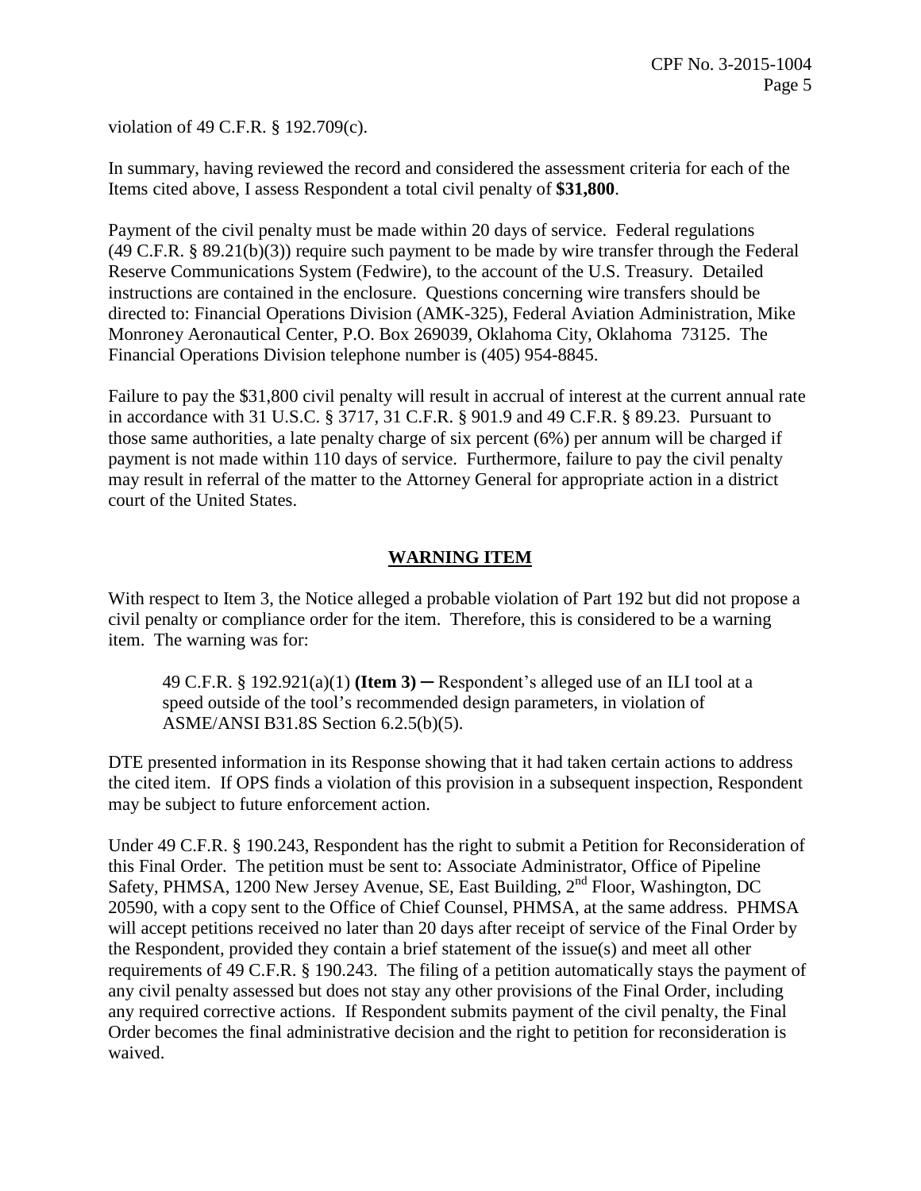violation of 49 C.F.R. § 192.709(c).

In summary, having reviewed the record and considered the assessment criteria for each of the Items cited above, I assess Respondent a total civil penalty of **$31,800**.

Payment of the civil penalty must be made within 20 days of service. Federal regulations (49 C.F.R. § 89.21(b)(3)) require such payment to be made by wire transfer through the Federal Reserve Communications System (Fedwire), to the account of the U.S. Treasury. Detailed instructions are contained in the enclosure. Questions concerning wire transfers should be directed to: Financial Operations Division (AMK-325), Federal Aviation Administration, Mike Monroney Aeronautical Center, P.O. Box 269039, Oklahoma City, Oklahoma 73125. The Financial Operations Division telephone number is (405) 954-8845.

Failure to pay the $31,800 civil penalty will result in accrual of interest at the current annual rate in accordance with 31 U.S.C. § 3717, 31 C.F.R. § 901.9 and 49 C.F.R. § 89.23. Pursuant to those same authorities, a late penalty charge of six percent (6%) per annum will be charged if payment is not made within 110 days of service. Furthermore, failure to pay the civil penalty may result in referral of the matter to the Attorney General for appropriate action in a district court of the United States.

## WARNING ITEM

With respect to Item 3, the Notice alleged a probable violation of Part 192 but did not propose a civil penalty or compliance order for the item. Therefore, this is considered to be a warning item. The warning was for:

> 49 C.F.R. § 192.921(a)(1) **(Item 3)** ─ Respondent's alleged use of an ILI tool at a speed outside of the tool's recommended design parameters, in violation of ASME/ANSI B31.8S Section 6.2.5(b)(5).

DTE presented information in its Response showing that it had taken certain actions to address the cited item. If OPS finds a violation of this provision in a subsequent inspection, Respondent may be subject to future enforcement action.

Under 49 C.F.R. § 190.243, Respondent has the right to submit a Petition for Reconsideration of this Final Order. The petition must be sent to: Associate Administrator, Office of Pipeline Safety, PHMSA, 1200 New Jersey Avenue, SE, East Building, 2nd Floor, Washington, DC 20590, with a copy sent to the Office of Chief Counsel, PHMSA, at the same address. PHMSA will accept petitions received no later than 20 days after receipt of service of the Final Order by the Respondent, provided they contain a brief statement of the issue(s) and meet all other requirements of 49 C.F.R. § 190.243. The filing of a petition automatically stays the payment of any civil penalty assessed but does not stay any other provisions of the Final Order, including any required corrective actions. If Respondent submits payment of the civil penalty, the Final Order becomes the final administrative decision and the right to petition for reconsideration is waived.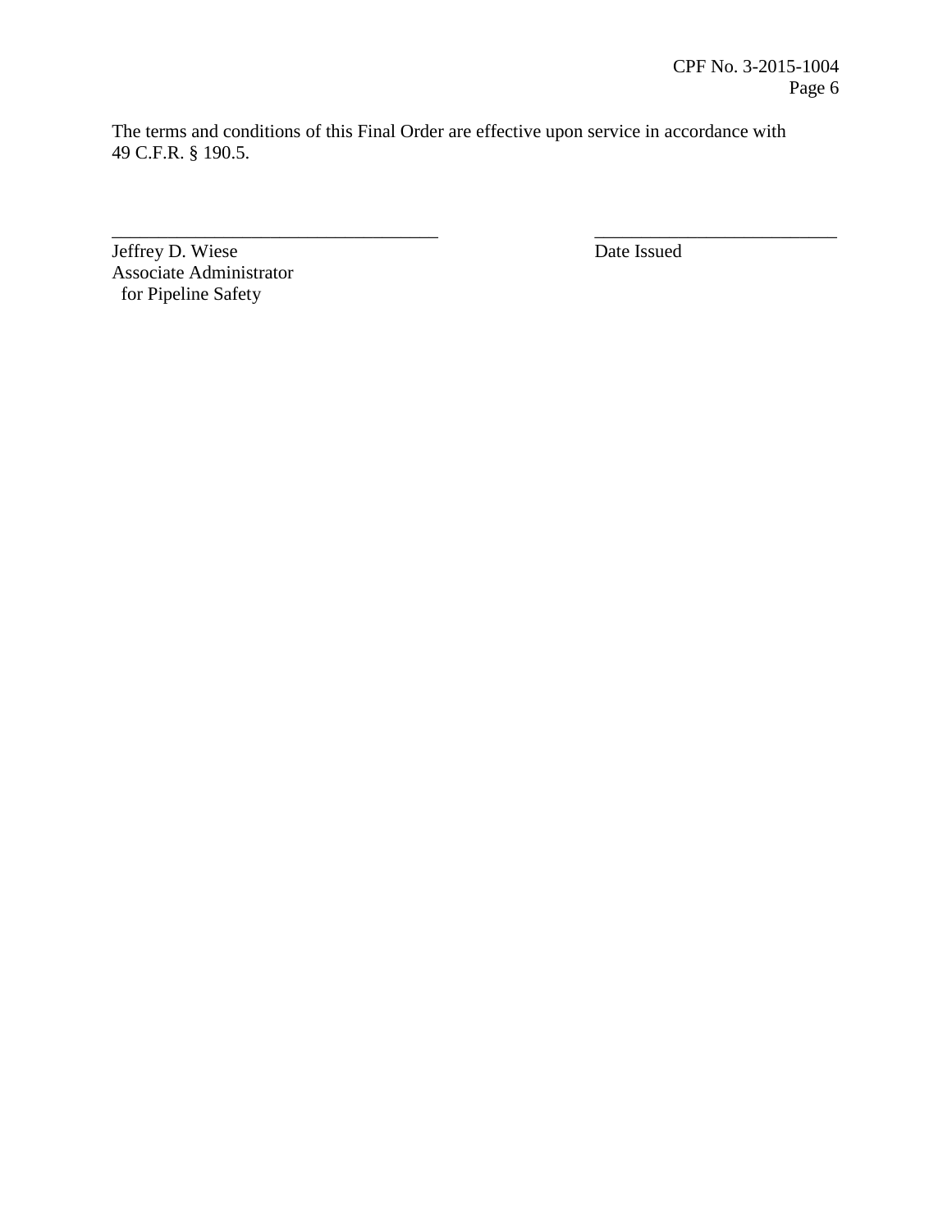The terms and conditions of this Final Order are effective upon service in accordance with 49 C.F.R. § 190.5.

\_\_\_\_\_\_\_\_\_\_\_\_\_\_\_\_\_\_\_\_\_\_\_\_\_\_\_\_\_\_\_\_\_\_\_\_\_\_

Jeffrey D. Wiese
Associate Administrator
for Pipeline Safety

\_\_\_\_\_\_\_\_\_\_\_\_\_\_\_\_\_\_\_\_\_\_\_\_\_\_\_\_

Date Issued